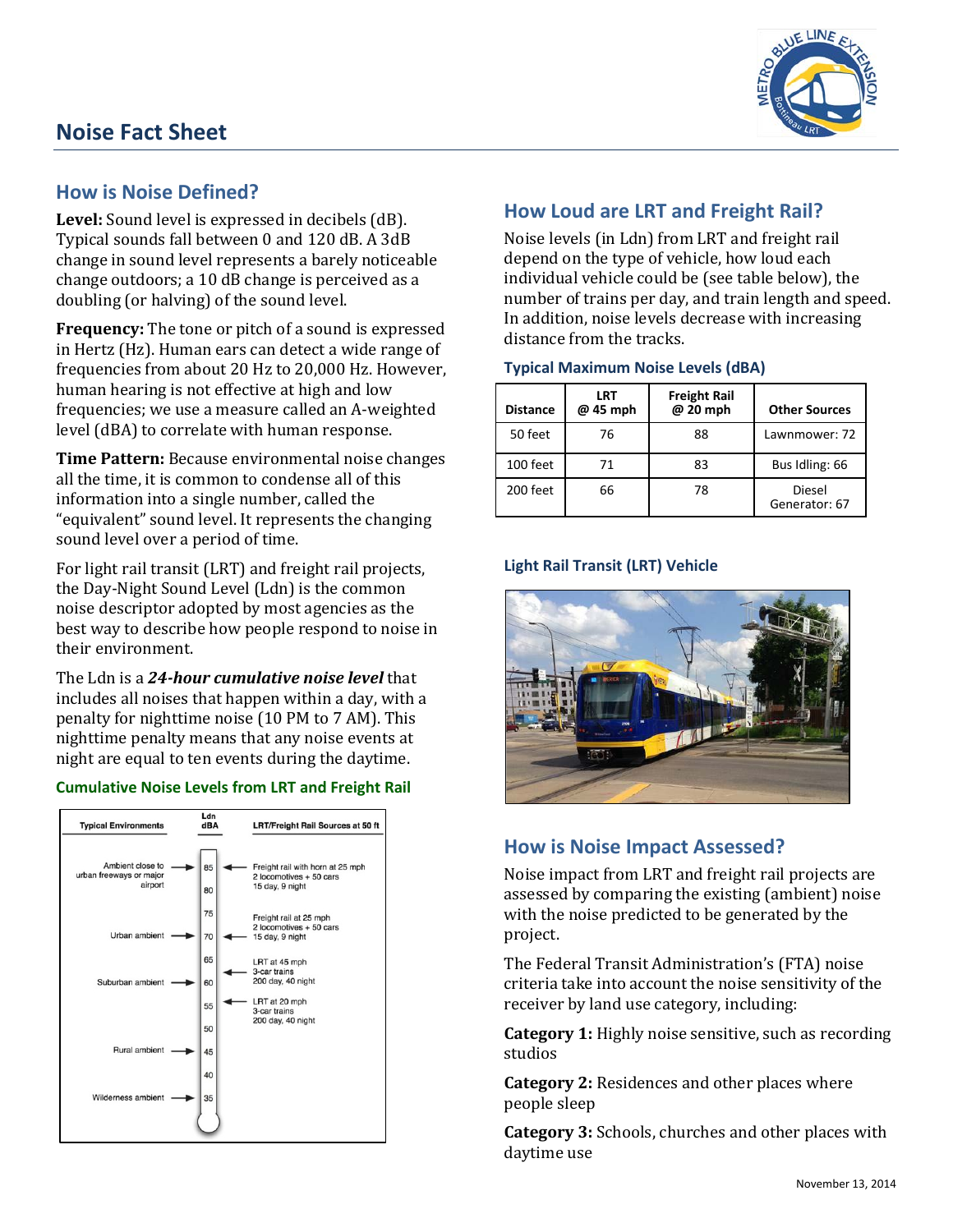# Noise Fact Sheet

## How is Noise Defined?

**Level:** Sound level is expressed in decibels (dB). Typical sounds fall between 0 and 120 dB. A 3dB change in sound level represents a barely noticeable change outdoors; a 10 dB change is perceived as a doubling (or halving) of the sound level.

**Frequency:** The tone or pitch of a sound is expressed in Hertz (Hz). Human ears can detect a wide range of frequencies from about 20 Hz to 20,000 Hz. However, human hearing is not effective at high and low frequencies; we use a measure called an A-weighted level (dBA) to correlate with human response.

**Time Pattern:** Because environmental noise changes all the time, it is common to condense all of this information into a single number, called the "equivalent" sound level. It represents the changing sound level over a period of time.

For light rail transit (LRT) and freight rail projects, the Day-Night Sound Level (Ldn) is the common noise descriptor adopted by most agencies as the best way to describe how people respond to noise in their environment.

The Ldn is a ***24-hour cumulative noise level*** that includes all noises that happen within a day, with a penalty for nighttime noise (10 PM to 7 AM). This nighttime penalty means that any noise events at night are equal to ten events during the daytime.

### Cumulative Noise Levels from LRT and Freight Rail

| Typical Environments | Ldn dBA | LRT/Freight Rail Sources at 50 ft |
|---|---|---|
| Ambient close to urban freeways or major airport | 85 | Freight rail with horn at 25 mph 2 locomotives + 50 cars 15 day, 9 night |
| | 80 | |
| | 75 | |
| Urban ambient | 70 | Freight rail at 25 mph 2 locomotives + 50 cars 15 day, 9 night |
| | 65 | |
| Suburban ambient | 60 | LRT at 45 mph 3-car trains 200 day, 40 night |
| | 55 | LRT at 20 mph 3-car trains 200 day, 40 night |
| | 50 | |
| Rural ambient | 45 | |
| | 40 | |
| Wilderness ambient | 35 | |

## How Loud are LRT and Freight Rail?

Noise levels (in Ldn) from LRT and freight rail depend on the type of vehicle, how loud each individual vehicle could be (see table below), the number of trains per day, and train length and speed. In addition, noise levels decrease with increasing distance from the tracks.

### Typical Maximum Noise Levels (dBA)

| Distance | LRT @ 45 mph | Freight Rail @ 20 mph | Other Sources |
|---|---|---|---|
| 50 feet | 76 | 88 | Lawnmower: 72 |
| 100 feet | 71 | 83 | Bus Idling: 66 |
| 200 feet | 66 | 78 | Diesel Generator: 67 |

### Light Rail Transit (LRT) Vehicle

## How is Noise Impact Assessed?

Noise impact from LRT and freight rail projects are assessed by comparing the existing (ambient) noise with the noise predicted to be generated by the project.

The Federal Transit Administration's (FTA) noise criteria take into account the noise sensitivity of the receiver by land use category, including:

**Category 1:** Highly noise sensitive, such as recording studios

**Category 2:** Residences and other places where people sleep

**Category 3:** Schools, churches and other places with daytime use

November 13, 2014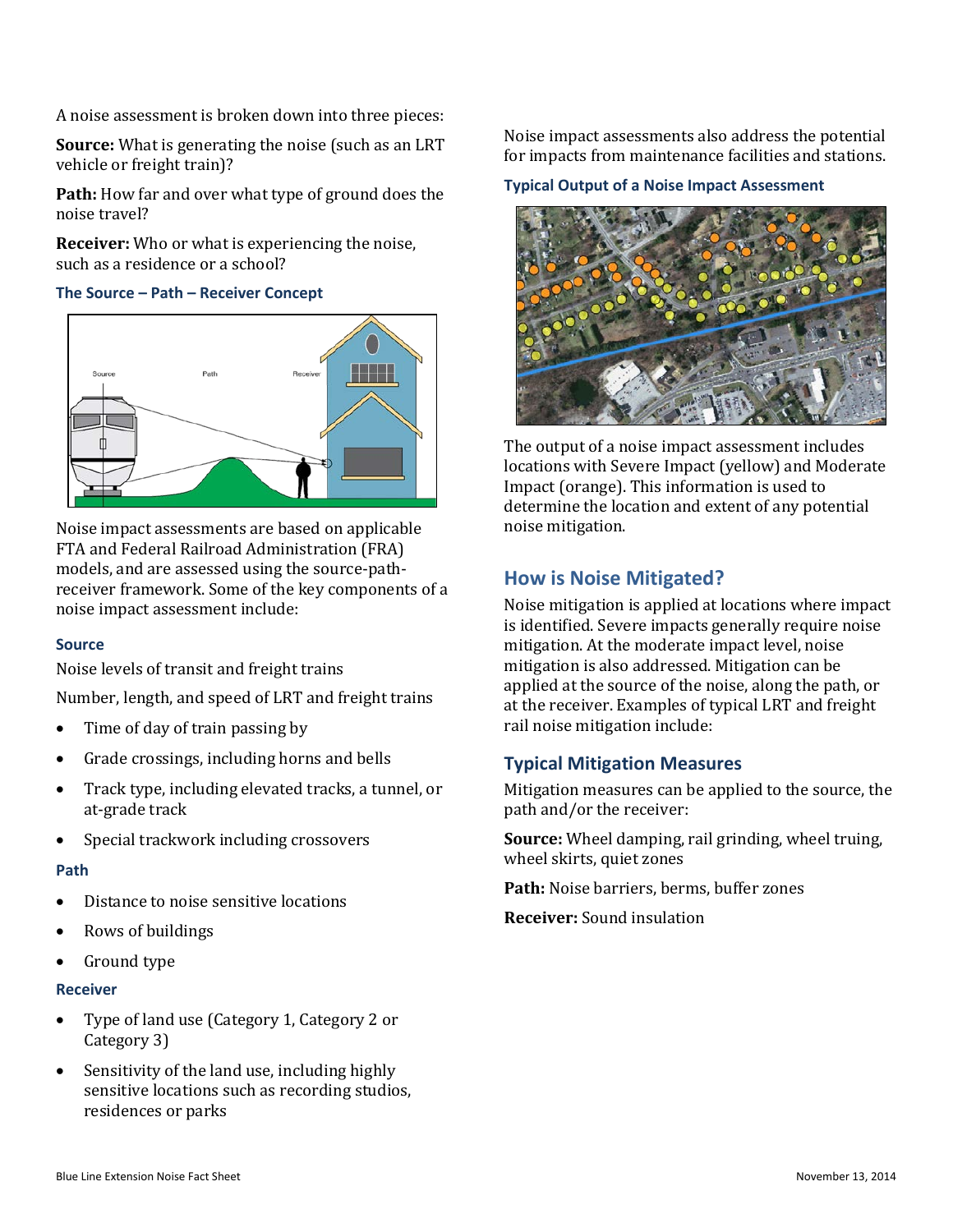A noise assessment is broken down into three pieces:

**Source:** What is generating the noise (such as an LRT vehicle or freight train)?

**Path:** How far and over what type of ground does the noise travel?

**Receiver:** Who or what is experiencing the noise, such as a residence or a school?

### The Source – Path – Receiver Concept

Source

Path

Receiver

Noise impact assessments are based on applicable FTA and Federal Railroad Administration (FRA) models, and are assessed using the source-path-receiver framework. Some of the key components of a noise impact assessment include:

### Source

Noise levels of transit and freight trains

Number, length, and speed of LRT and freight trains

- Time of day of train passing by
- Grade crossings, including horns and bells
- Track type, including elevated tracks, a tunnel, or at-grade track
- Special trackwork including crossovers

### Path

- Distance to noise sensitive locations
- Rows of buildings
- Ground type

### Receiver

- Type of land use (Category 1, Category 2 or Category 3)
- Sensitivity of the land use, including highly sensitive locations such as recording studios, residences or parks

Noise impact assessments also address the potential for impacts from maintenance facilities and stations.

### Typical Output of a Noise Impact Assessment

The output of a noise impact assessment includes locations with Severe Impact (yellow) and Moderate Impact (orange). This information is used to determine the location and extent of any potential noise mitigation.

## How is Noise Mitigated?

Noise mitigation is applied at locations where impact is identified. Severe impacts generally require noise mitigation. At the moderate impact level, noise mitigation is also addressed. Mitigation can be applied at the source of the noise, along the path, or at the receiver. Examples of typical LRT and freight rail noise mitigation include:

## Typical Mitigation Measures

Mitigation measures can be applied to the source, the path and/or the receiver:

**Source:** Wheel damping, rail grinding, wheel truing, wheel skirts, quiet zones

**Path:** Noise barriers, berms, buffer zones

**Receiver:** Sound insulation